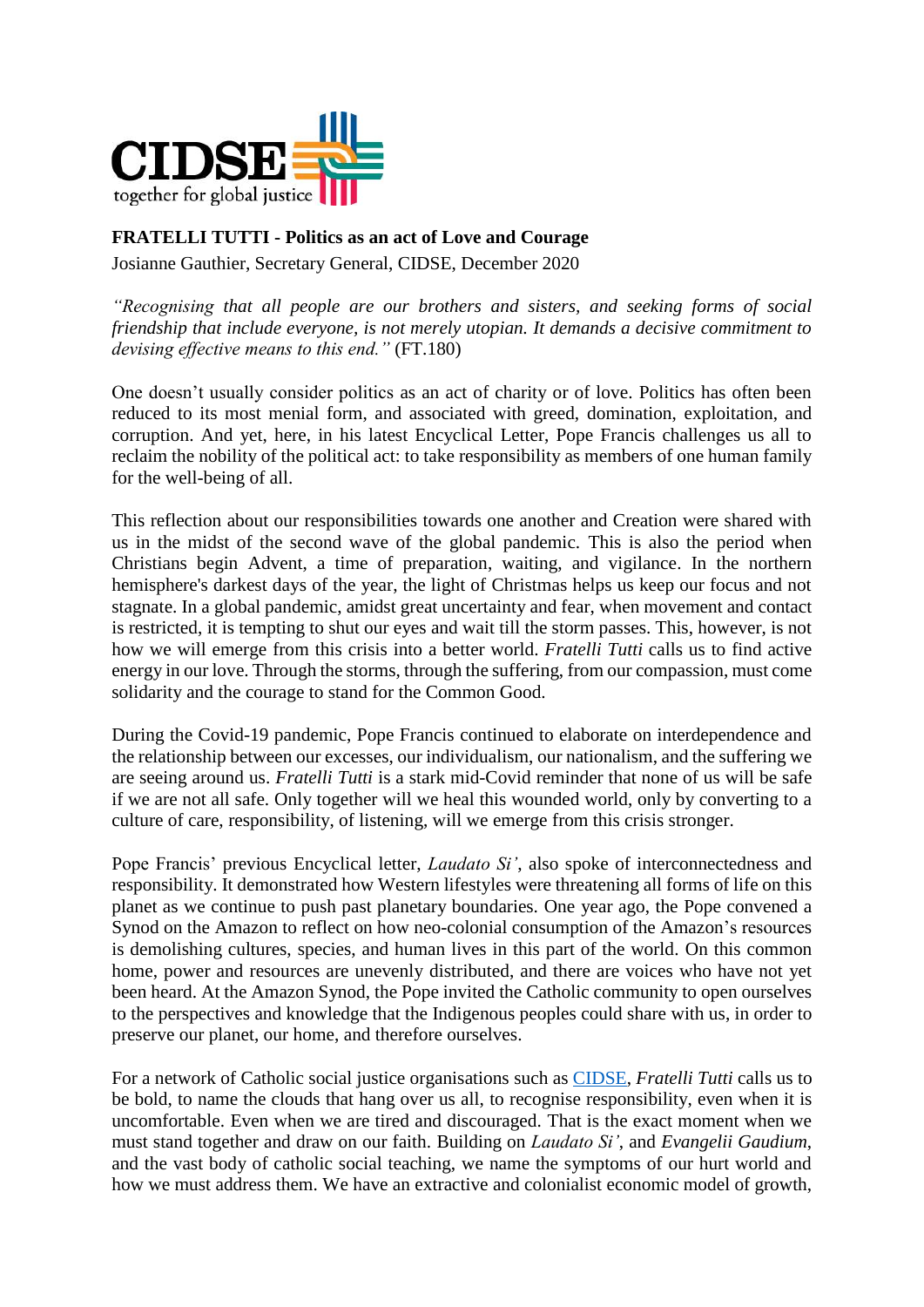CIDSE together for global justice

**FRATELLI TUTTI - Politics as an act of Love and Courage**

Josianne Gauthier, Secretary General, CIDSE, December 2020

*"Recognising that all people are our brothers and sisters, and seeking forms of social friendship that include everyone, is not merely utopian. It demands a decisive commitment to devising effective means to this end."* (FT.180)

One doesn't usually consider politics as an act of charity or of love. Politics has often been reduced to its most menial form, and associated with greed, domination, exploitation, and corruption. And yet, here, in his latest Encyclical Letter, Pope Francis challenges us all to reclaim the nobility of the political act: to take responsibility as members of one human family for the well-being of all.

This reflection about our responsibilities towards one another and Creation were shared with us in the midst of the second wave of the global pandemic. This is also the period when Christians begin Advent, a time of preparation, waiting, and vigilance. In the northern hemisphere's darkest days of the year, the light of Christmas helps us keep our focus and not stagnate. In a global pandemic, amidst great uncertainty and fear, when movement and contact is restricted, it is tempting to shut our eyes and wait till the storm passes. This, however, is not how we will emerge from this crisis into a better world. *Fratelli Tutti* calls us to find active energy in our love. Through the storms, through the suffering, from our compassion, must come solidarity and the courage to stand for the Common Good.

During the Covid-19 pandemic, Pope Francis continued to elaborate on interdependence and the relationship between our excesses, our individualism, our nationalism, and the suffering we are seeing around us. *Fratelli Tutti* is a stark mid-Covid reminder that none of us will be safe if we are not all safe. Only together will we heal this wounded world, only by converting to a culture of care, responsibility, of listening, will we emerge from this crisis stronger.

Pope Francis' previous Encyclical letter, *Laudato Si'*, also spoke of interconnectedness and responsibility. It demonstrated how Western lifestyles were threatening all forms of life on this planet as we continue to push past planetary boundaries. One year ago, the Pope convened a Synod on the Amazon to reflect on how neo-colonial consumption of the Amazon's resources is demolishing cultures, species, and human lives in this part of the world. On this common home, power and resources are unevenly distributed, and there are voices who have not yet been heard. At the Amazon Synod, the Pope invited the Catholic community to open ourselves to the perspectives and knowledge that the Indigenous peoples could share with us, in order to preserve our planet, our home, and therefore ourselves.

For a network of Catholic social justice organisations such as [CIDSE](), *Fratelli Tutti* calls us to be bold, to name the clouds that hang over us all, to recognise responsibility, even when it is uncomfortable. Even when we are tired and discouraged. That is the exact moment when we must stand together and draw on our faith. Building on *Laudato Si'*, and *Evangelii Gaudium*, and the vast body of catholic social teaching, we name the symptoms of our hurt world and how we must address them. We have an extractive and colonialist economic model of growth,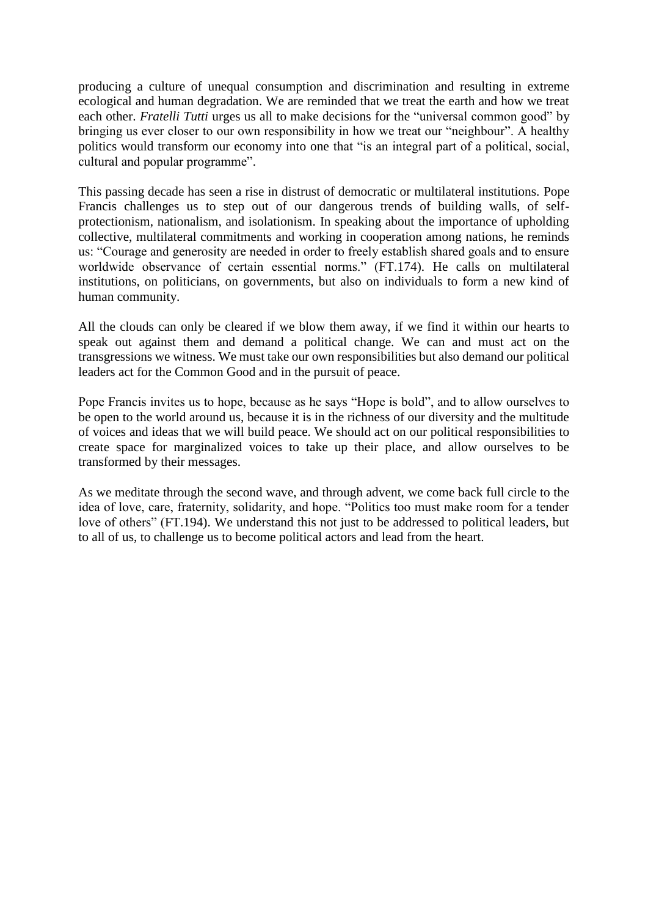producing a culture of unequal consumption and discrimination and resulting in extreme ecological and human degradation. We are reminded that we treat the earth and how we treat each other. *Fratelli Tutti* urges us all to make decisions for the "universal common good" by bringing us ever closer to our own responsibility in how we treat our "neighbour". A healthy politics would transform our economy into one that "is an integral part of a political, social, cultural and popular programme".

This passing decade has seen a rise in distrust of democratic or multilateral institutions. Pope Francis challenges us to step out of our dangerous trends of building walls, of self-protectionism, nationalism, and isolationism. In speaking about the importance of upholding collective, multilateral commitments and working in cooperation among nations, he reminds us: "Courage and generosity are needed in order to freely establish shared goals and to ensure worldwide observance of certain essential norms." (FT.174). He calls on multilateral institutions, on politicians, on governments, but also on individuals to form a new kind of human community.

All the clouds can only be cleared if we blow them away, if we find it within our hearts to speak out against them and demand a political change. We can and must act on the transgressions we witness. We must take our own responsibilities but also demand our political leaders act for the Common Good and in the pursuit of peace.

Pope Francis invites us to hope, because as he says "Hope is bold", and to allow ourselves to be open to the world around us, because it is in the richness of our diversity and the multitude of voices and ideas that we will build peace. We should act on our political responsibilities to create space for marginalized voices to take up their place, and allow ourselves to be transformed by their messages.

As we meditate through the second wave, and through advent, we come back full circle to the idea of love, care, fraternity, solidarity, and hope. "Politics too must make room for a tender love of others" (FT.194). We understand this not just to be addressed to political leaders, but to all of us, to challenge us to become political actors and lead from the heart.